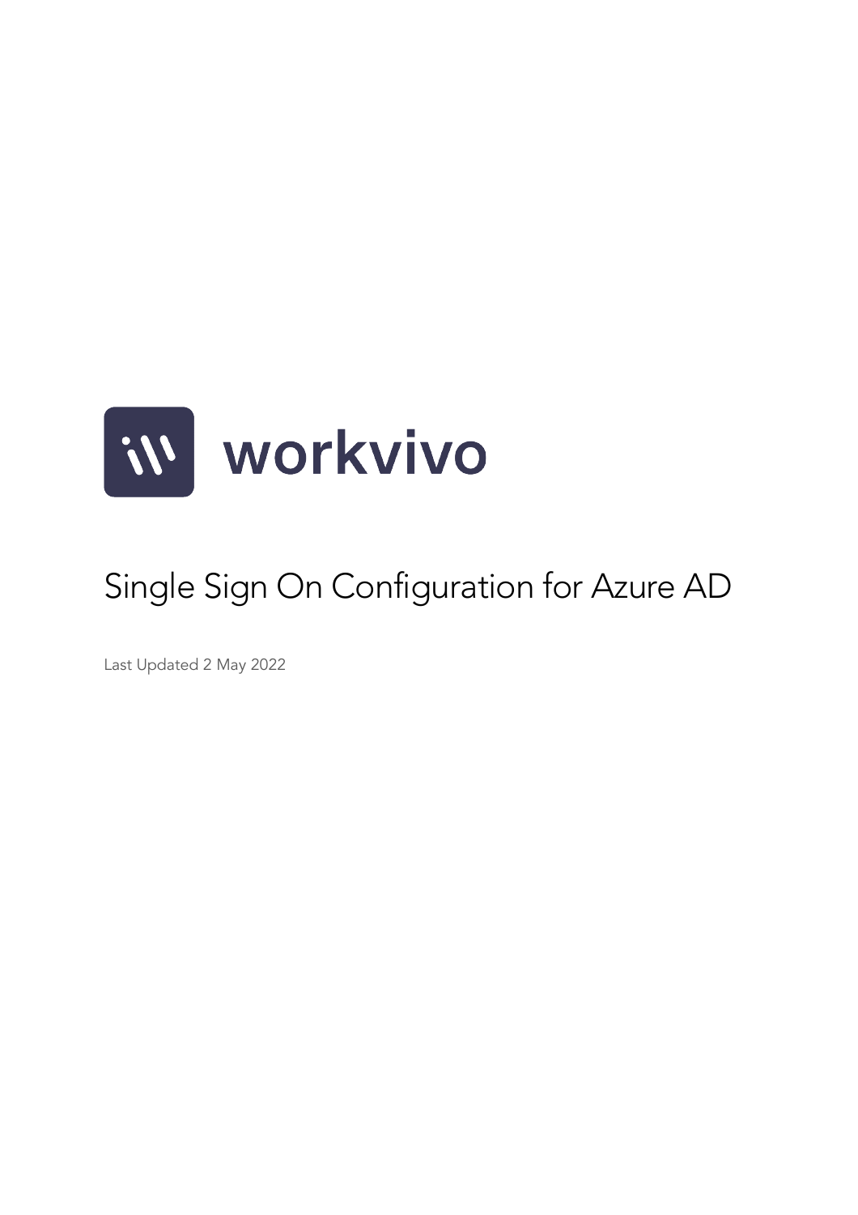workvivo

# Single Sign On Configuration for Azure AD

Last Updated 2 May 2022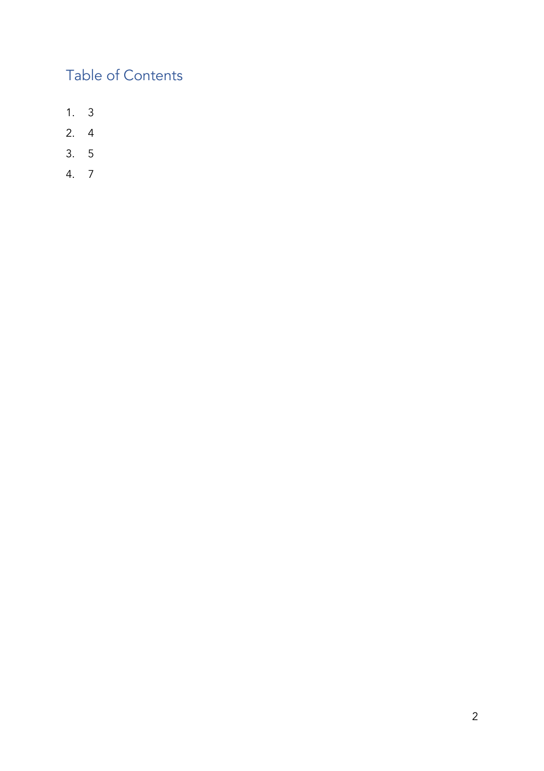## Table of Contents

1. 3
2. 4
3. 5
4. 7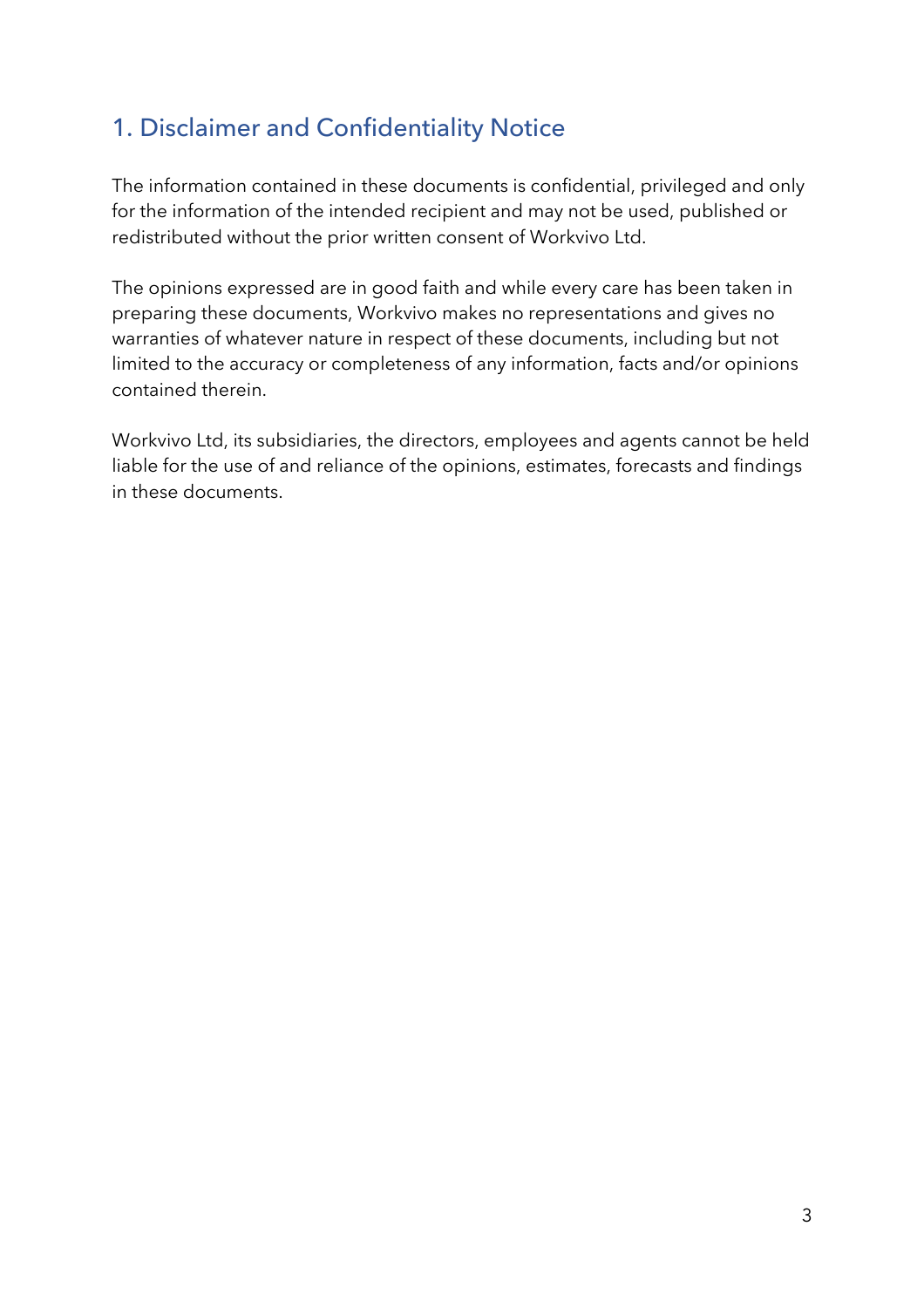## 1. Disclaimer and Confidentiality Notice

The information contained in these documents is confidential, privileged and only for the information of the intended recipient and may not be used, published or redistributed without the prior written consent of Workvivo Ltd.

The opinions expressed are in good faith and while every care has been taken in preparing these documents, Workvivo makes no representations and gives no warranties of whatever nature in respect of these documents, including but not limited to the accuracy or completeness of any information, facts and/or opinions contained therein.

Workvivo Ltd, its subsidiaries, the directors, employees and agents cannot be held liable for the use of and reliance of the opinions, estimates, forecasts and findings in these documents.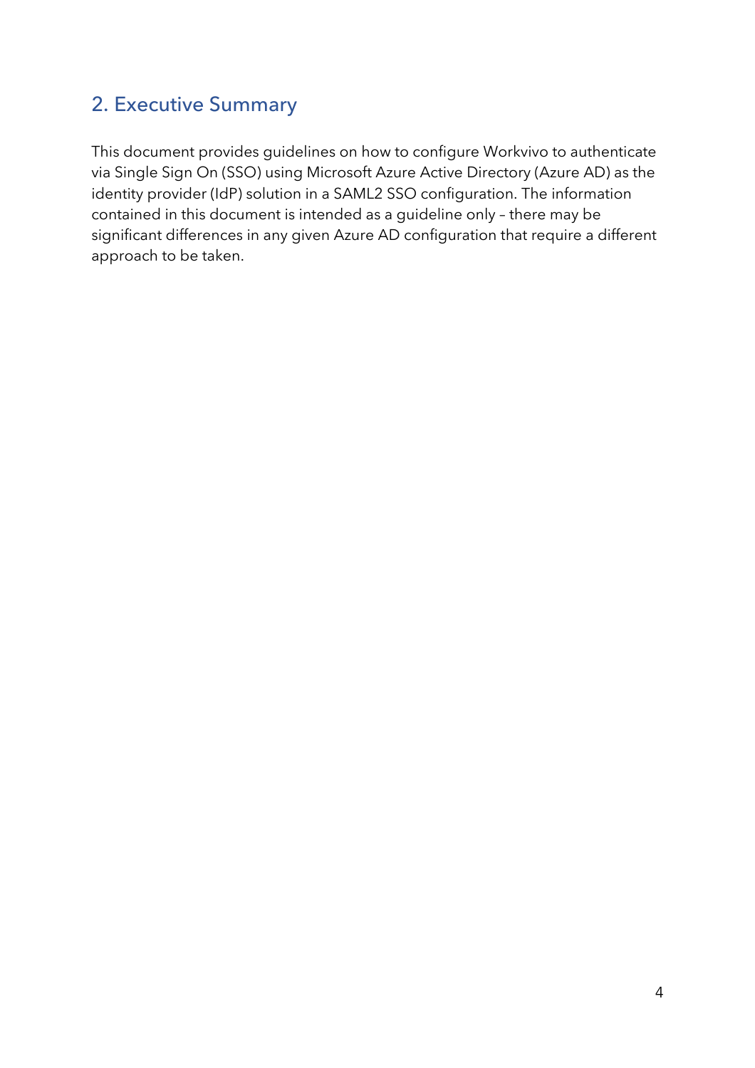## 2. Executive Summary

This document provides guidelines on how to configure Workvivo to authenticate via Single Sign On (SSO) using Microsoft Azure Active Directory (Azure AD) as the identity provider (IdP) solution in a SAML2 SSO configuration. The information contained in this document is intended as a guideline only – there may be significant differences in any given Azure AD configuration that require a different approach to be taken.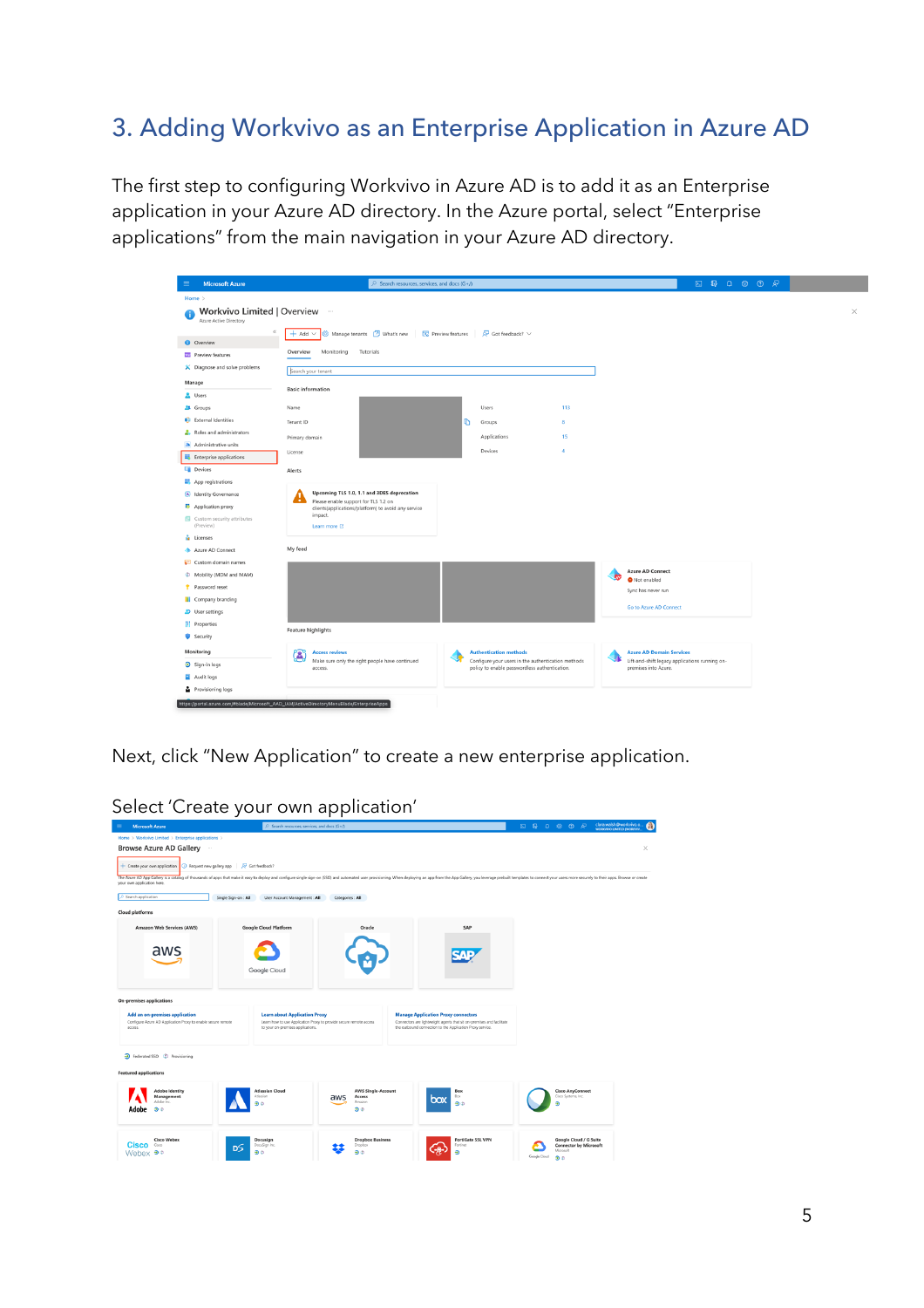# 3. Adding Workvivo as an Enterprise Application in Azure AD

The first step to configuring Workvivo in Azure AD is to add it as an Enterprise application in your Azure AD directory. In the Azure portal, select "Enterprise applications" from the main navigation in your Azure AD directory.

Next, click "New Application" to create a new enterprise application.

Select 'Create your own application'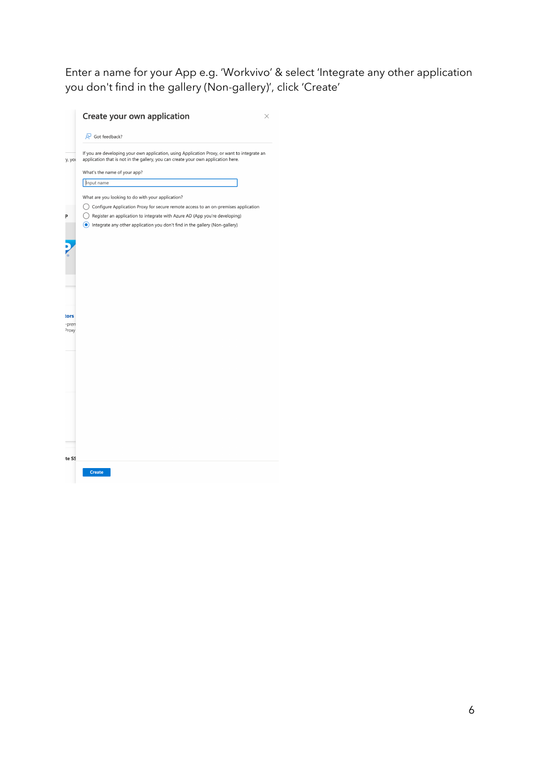Enter a name for your App e.g. 'Workvivo' & select 'Integrate any other application you don't find in the gallery (Non-gallery)', click 'Create'

Create your own application

Got feedback?

If you are developing your own application, using Application Proxy, or want to integrate an application that is not in the gallery, you can create your own application here.

What's the name of your app?

Input name

What are you looking to do with your application?

- Configure Application Proxy for secure remote access to an on-premises application
- Register an application to integrate with Azure AD (App you're developing)
- Integrate any other application you don't find in the gallery (Non-gallery)

Create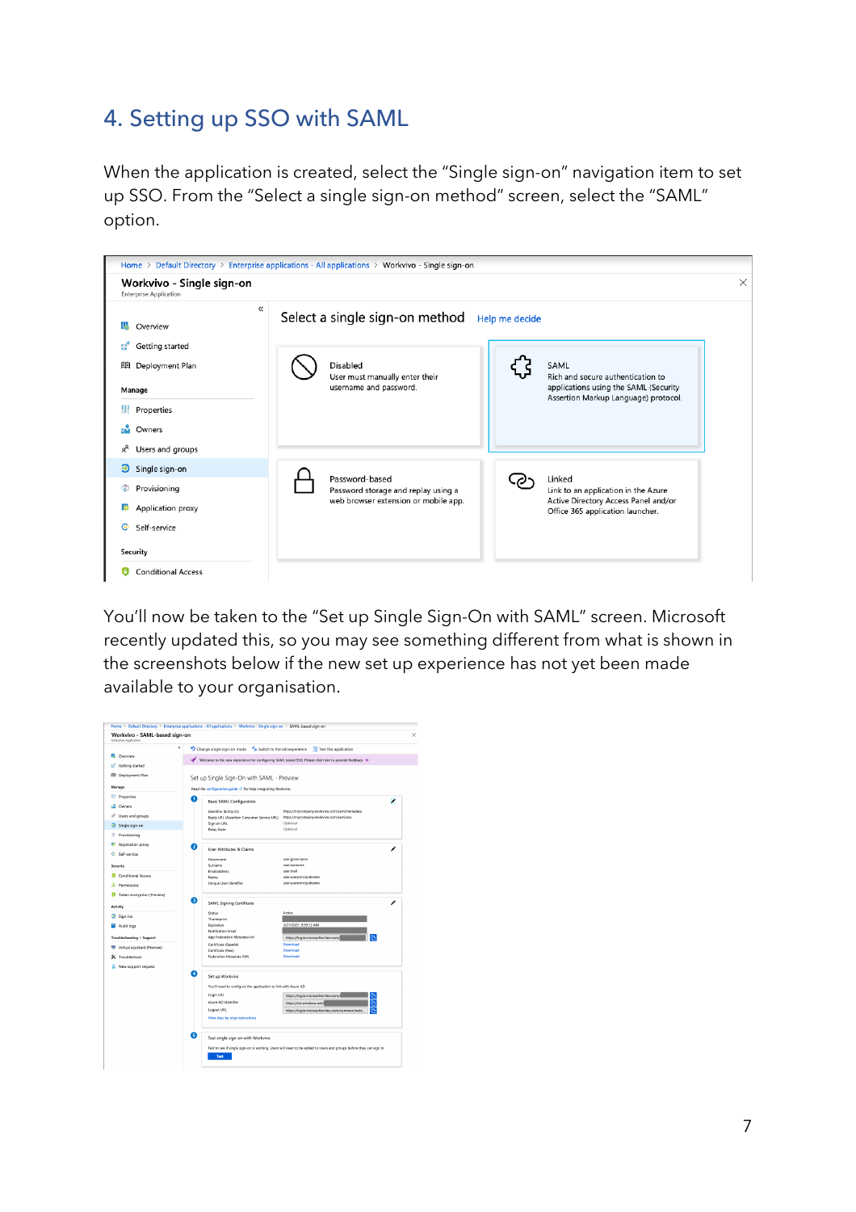## 4. Setting up SSO with SAML

When the application is created, select the “Single sign-on” navigation item to set up SSO. From the “Select a single sign-on method” screen, select the “SAML” option.

You’ll now be taken to the “Set up Single Sign-On with SAML” screen. Microsoft recently updated this, so you may see something different from what is shown in the screenshots below if the new set up experience has not yet been made available to your organisation.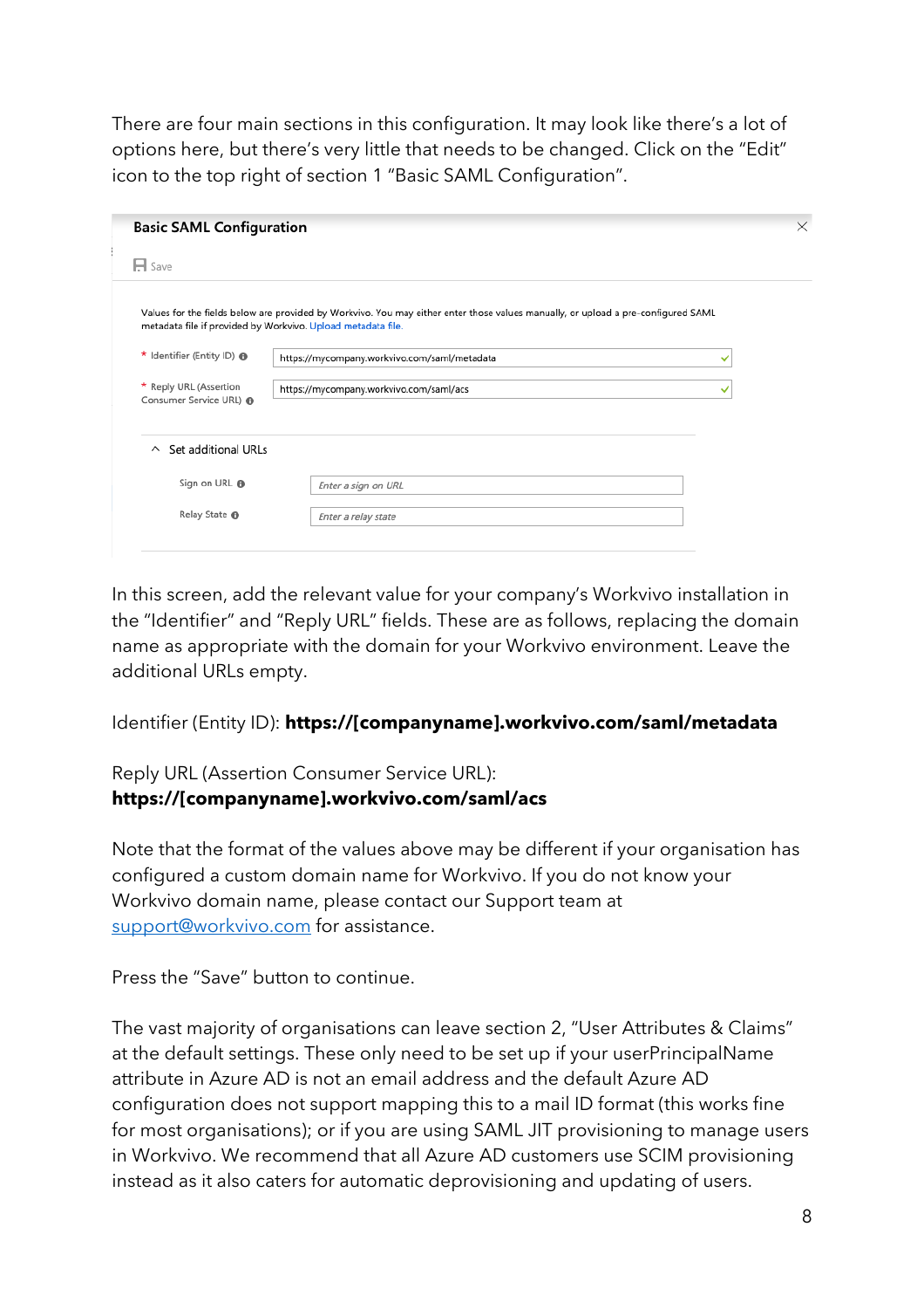There are four main sections in this configuration. It may look like there's a lot of options here, but there's very little that needs to be changed. Click on the "Edit" icon to the top right of section 1 "Basic SAML Configuration".

In this screen, add the relevant value for your company's Workvivo installation in the "Identifier" and "Reply URL" fields. These are as follows, replacing the domain name as appropriate with the domain for your Workvivo environment. Leave the additional URLs empty.

Identifier (Entity ID): **https://[companyname].workvivo.com/saml/metadata**

Reply URL (Assertion Consumer Service URL):
**https://[companyname].workvivo.com/saml/acs**

Note that the format of the values above may be different if your organisation has configured a custom domain name for Workvivo. If you do not know your Workvivo domain name, please contact our Support team at [support@workvivo.com](mailto:support@workvivo.com) for assistance.

Press the "Save" button to continue.

The vast majority of organisations can leave section 2, "User Attributes & Claims" at the default settings. These only need to be set up if your userPrincipalName attribute in Azure AD is not an email address and the default Azure AD configuration does not support mapping this to a mail ID format (this works fine for most organisations); or if you are using SAML JIT provisioning to manage users in Workvivo. We recommend that all Azure AD customers use SCIM provisioning instead as it also caters for automatic deprovisioning and updating of users.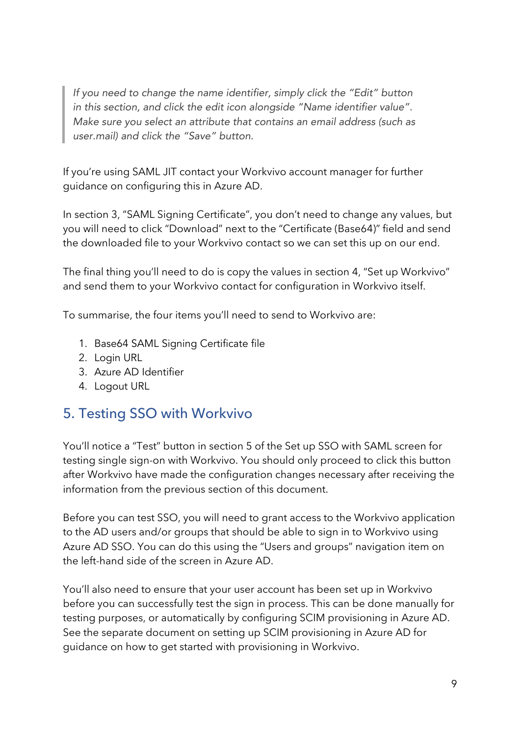> *If you need to change the name identifier, simply click the "Edit" button in this section, and click the edit icon alongside "Name identifier value". Make sure you select an attribute that contains an email address (such as user.mail) and click the "Save" button.*

If you're using SAML JIT contact your Workvivo account manager for further guidance on configuring this in Azure AD.

In section 3, "SAML Signing Certificate", you don't need to change any values, but you will need to click "Download" next to the "Certificate (Base64)" field and send the downloaded file to your Workvivo contact so we can set this up on our end.

The final thing you'll need to do is copy the values in section 4, "Set up Workvivo" and send them to your Workvivo contact for configuration in Workvivo itself.

To summarise, the four items you'll need to send to Workvivo are:

1. Base64 SAML Signing Certificate file
2. Login URL
3. Azure AD Identifier
4. Logout URL

## 5. Testing SSO with Workvivo

You'll notice a "Test" button in section 5 of the Set up SSO with SAML screen for testing single sign-on with Workvivo. You should only proceed to click this button after Workvivo have made the configuration changes necessary after receiving the information from the previous section of this document.

Before you can test SSO, you will need to grant access to the Workvivo application to the AD users and/or groups that should be able to sign in to Workvivo using Azure AD SSO. You can do this using the "Users and groups" navigation item on the left-hand side of the screen in Azure AD.

You'll also need to ensure that your user account has been set up in Workvivo before you can successfully test the sign in process. This can be done manually for testing purposes, or automatically by configuring SCIM provisioning in Azure AD. See the separate document on setting up SCIM provisioning in Azure AD for guidance on how to get started with provisioning in Workvivo.